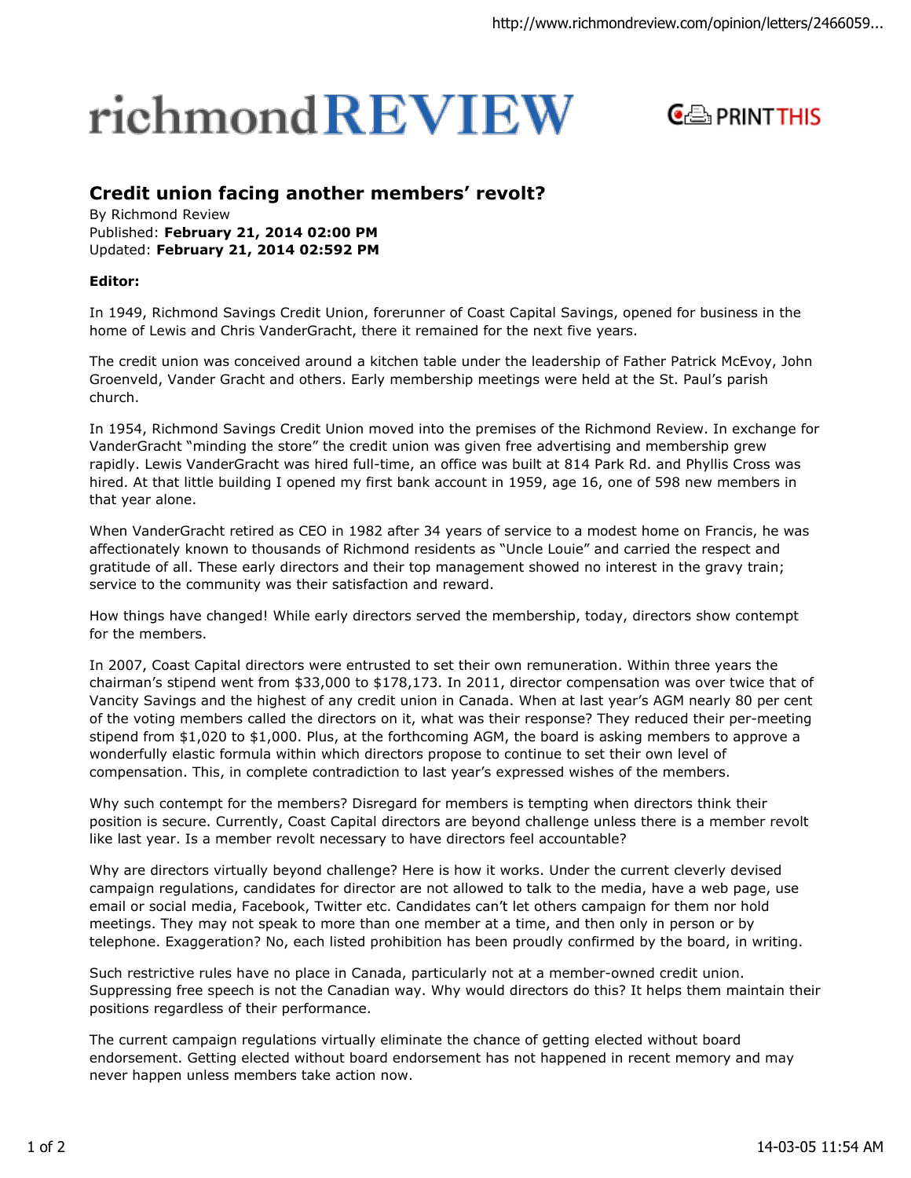# richmond REVIEW

## Credit union facing another members' revolt?

By Richmond Review
Published: **February 21, 2014 02:00 PM**
Updated: **February 21, 2014 02:592 PM**

**Editor:**

In 1949, Richmond Savings Credit Union, forerunner of Coast Capital Savings, opened for business in the home of Lewis and Chris VanderGracht, there it remained for the next five years.

The credit union was conceived around a kitchen table under the leadership of Father Patrick McEvoy, John Groenveld, Vander Gracht and others. Early membership meetings were held at the St. Paul's parish church.

In 1954, Richmond Savings Credit Union moved into the premises of the Richmond Review. In exchange for VanderGracht "minding the store" the credit union was given free advertising and membership grew rapidly. Lewis VanderGracht was hired full-time, an office was built at 814 Park Rd. and Phyllis Cross was hired. At that little building I opened my first bank account in 1959, age 16, one of 598 new members in that year alone.

When VanderGracht retired as CEO in 1982 after 34 years of service to a modest home on Francis, he was affectionately known to thousands of Richmond residents as "Uncle Louie" and carried the respect and gratitude of all. These early directors and their top management showed no interest in the gravy train; service to the community was their satisfaction and reward.

How things have changed! While early directors served the membership, today, directors show contempt for the members.

In 2007, Coast Capital directors were entrusted to set their own remuneration. Within three years the chairman's stipend went from $33,000 to $178,173. In 2011, director compensation was over twice that of Vancity Savings and the highest of any credit union in Canada. When at last year's AGM nearly 80 per cent of the voting members called the directors on it, what was their response? They reduced their per-meeting stipend from $1,020 to $1,000. Plus, at the forthcoming AGM, the board is asking members to approve a wonderfully elastic formula within which directors propose to continue to set their own level of compensation. This, in complete contradiction to last year's expressed wishes of the members.

Why such contempt for the members? Disregard for members is tempting when directors think their position is secure. Currently, Coast Capital directors are beyond challenge unless there is a member revolt like last year. Is a member revolt necessary to have directors feel accountable?

Why are directors virtually beyond challenge? Here is how it works. Under the current cleverly devised campaign regulations, candidates for director are not allowed to talk to the media, have a web page, use email or social media, Facebook, Twitter etc. Candidates can't let others campaign for them nor hold meetings. They may not speak to more than one member at a time, and then only in person or by telephone. Exaggeration? No, each listed prohibition has been proudly confirmed by the board, in writing.

Such restrictive rules have no place in Canada, particularly not at a member-owned credit union. Suppressing free speech is not the Canadian way. Why would directors do this? It helps them maintain their positions regardless of their performance.

The current campaign regulations virtually eliminate the chance of getting elected without board endorsement. Getting elected without board endorsement has not happened in recent memory and may never happen unless members take action now.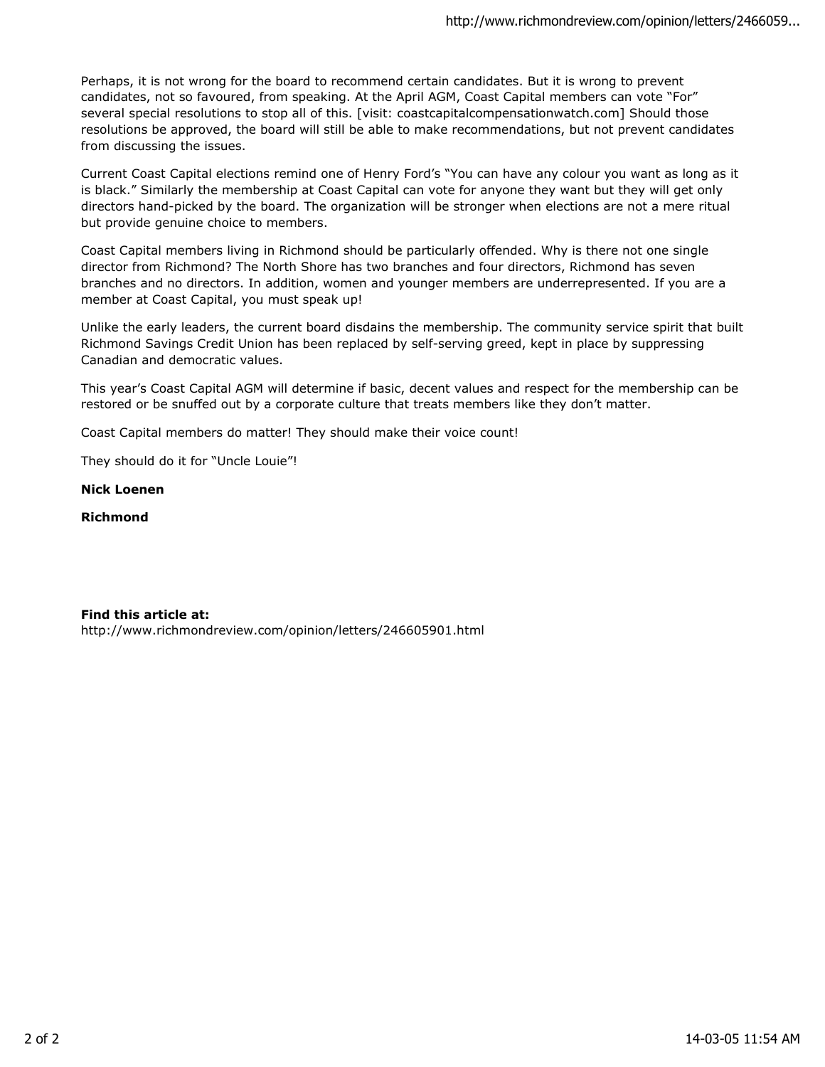Perhaps, it is not wrong for the board to recommend certain candidates. But it is wrong to prevent candidates, not so favoured, from speaking. At the April AGM, Coast Capital members can vote "For" several special resolutions to stop all of this. [visit: coastcapitalcompensationwatch.com] Should those resolutions be approved, the board will still be able to make recommendations, but not prevent candidates from discussing the issues.

Current Coast Capital elections remind one of Henry Ford's "You can have any colour you want as long as it is black." Similarly the membership at Coast Capital can vote for anyone they want but they will get only directors hand-picked by the board. The organization will be stronger when elections are not a mere ritual but provide genuine choice to members.

Coast Capital members living in Richmond should be particularly offended. Why is there not one single director from Richmond? The North Shore has two branches and four directors, Richmond has seven branches and no directors. In addition, women and younger members are underrepresented. If you are a member at Coast Capital, you must speak up!

Unlike the early leaders, the current board disdains the membership. The community service spirit that built Richmond Savings Credit Union has been replaced by self-serving greed, kept in place by suppressing Canadian and democratic values.

This year's Coast Capital AGM will determine if basic, decent values and respect for the membership can be restored or be snuffed out by a corporate culture that treats members like they don't matter.

Coast Capital members do matter! They should make their voice count!

They should do it for "Uncle Louie"!

**Nick Loenen**

**Richmond**

**Find this article at:**
http://www.richmondreview.com/opinion/letters/246605901.html